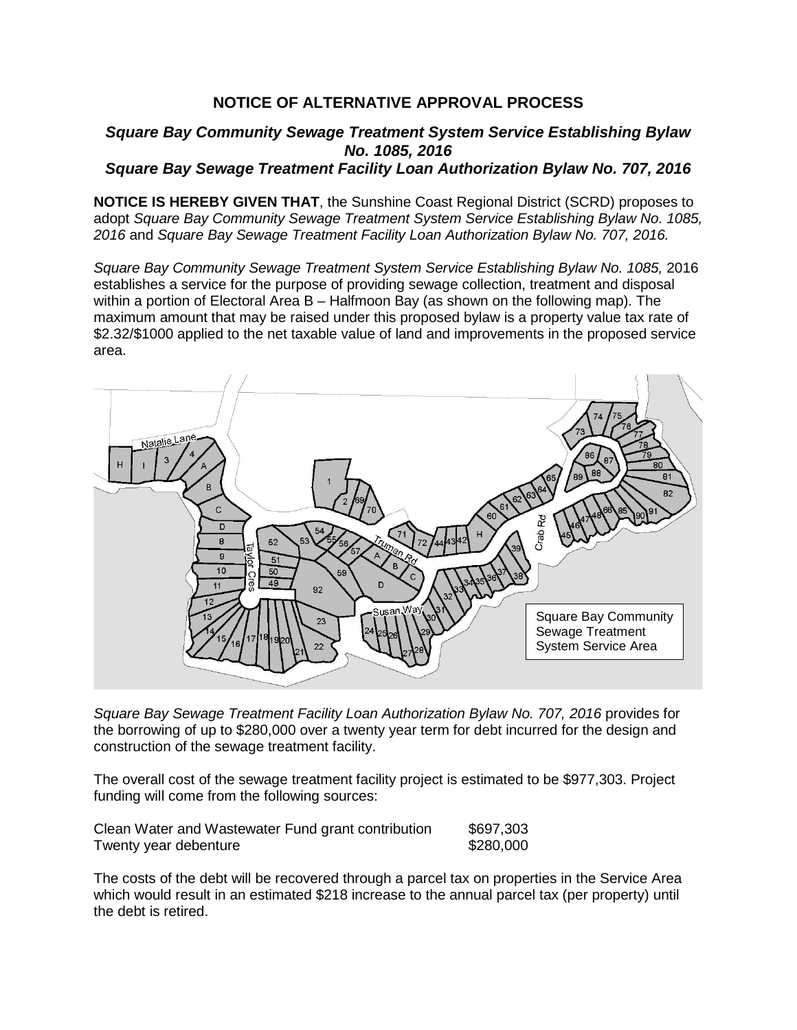## NOTICE OF ALTERNATIVE APPROVAL PROCESS

### *Square Bay Community Sewage Treatment System Service Establishing Bylaw No. 1085, 2016*
### *Square Bay Sewage Treatment Facility Loan Authorization Bylaw No. 707, 2016*

**NOTICE IS HEREBY GIVEN THAT**, the Sunshine Coast Regional District (SCRD) proposes to adopt *Square Bay Community Sewage Treatment System Service Establishing Bylaw No. 1085, 2016* and *Square Bay Sewage Treatment Facility Loan Authorization Bylaw No. 707, 2016.*

*Square Bay Community Sewage Treatment System Service Establishing Bylaw No. 1085,* 2016 establishes a service for the purpose of providing sewage collection, treatment and disposal within a portion of Electoral Area B – Halfmoon Bay (as shown on the following map). The maximum amount that may be raised under this proposed bylaw is a property value tax rate of \$2.32/\$1000 applied to the net taxable value of land and improvements in the proposed service area.

Square Bay Community Sewage Treatment System Service Area

*Square Bay Sewage Treatment Facility Loan Authorization Bylaw No. 707, 2016* provides for the borrowing of up to \$280,000 over a twenty year term for debt incurred for the design and construction of the sewage treatment facility.

The overall cost of the sewage treatment facility project is estimated to be \$977,303. Project funding will come from the following sources:

| | |
|---|---|
| Clean Water and Wastewater Fund grant contribution | \$697,303 |
| Twenty year debenture | \$280,000 |

The costs of the debt will be recovered through a parcel tax on properties in the Service Area which would result in an estimated \$218 increase to the annual parcel tax (per property) until the debt is retired.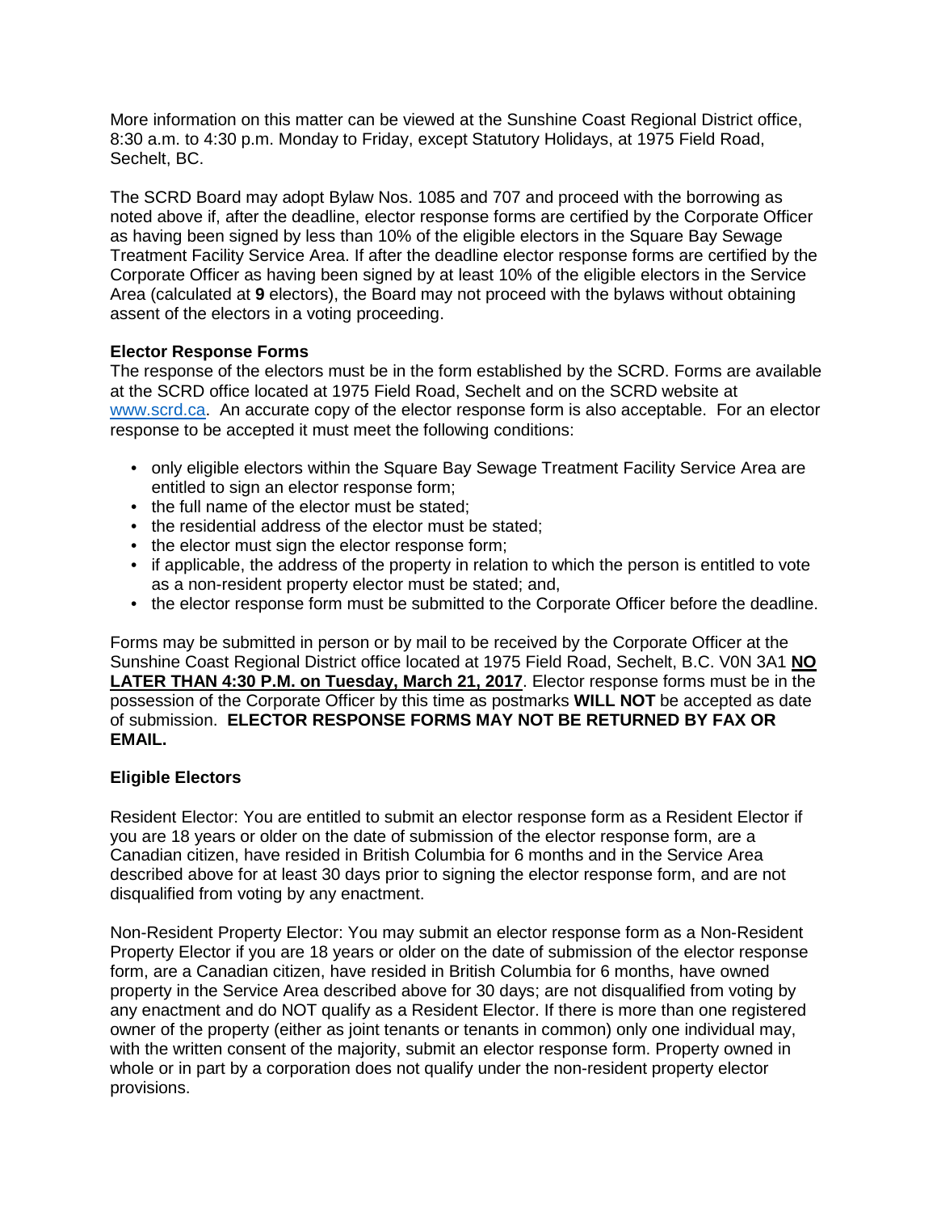More information on this matter can be viewed at the Sunshine Coast Regional District office, 8:30 a.m. to 4:30 p.m. Monday to Friday, except Statutory Holidays, at 1975 Field Road, Sechelt, BC.

The SCRD Board may adopt Bylaw Nos. 1085 and 707 and proceed with the borrowing as noted above if, after the deadline, elector response forms are certified by the Corporate Officer as having been signed by less than 10% of the eligible electors in the Square Bay Sewage Treatment Facility Service Area. If after the deadline elector response forms are certified by the Corporate Officer as having been signed by at least 10% of the eligible electors in the Service Area (calculated at **9** electors), the Board may not proceed with the bylaws without obtaining assent of the electors in a voting proceeding.

**Elector Response Forms**

The response of the electors must be in the form established by the SCRD. Forms are available at the SCRD office located at 1975 Field Road, Sechelt and on the SCRD website at www.scrd.ca. An accurate copy of the elector response form is also acceptable. For an elector response to be accepted it must meet the following conditions:

- only eligible electors within the Square Bay Sewage Treatment Facility Service Area are entitled to sign an elector response form;
- the full name of the elector must be stated;
- the residential address of the elector must be stated;
- the elector must sign the elector response form;
- if applicable, the address of the property in relation to which the person is entitled to vote as a non-resident property elector must be stated; and,
- the elector response form must be submitted to the Corporate Officer before the deadline.

Forms may be submitted in person or by mail to be received by the Corporate Officer at the Sunshine Coast Regional District office located at 1975 Field Road, Sechelt, B.C. V0N 3A1 **NO LATER THAN 4:30 P.M. on Tuesday, March 21, 2017**. Elector response forms must be in the possession of the Corporate Officer by this time as postmarks **WILL NOT** be accepted as date of submission. **ELECTOR RESPONSE FORMS MAY NOT BE RETURNED BY FAX OR EMAIL.**

**Eligible Electors**

Resident Elector: You are entitled to submit an elector response form as a Resident Elector if you are 18 years or older on the date of submission of the elector response form, are a Canadian citizen, have resided in British Columbia for 6 months and in the Service Area described above for at least 30 days prior to signing the elector response form, and are not disqualified from voting by any enactment.

Non-Resident Property Elector: You may submit an elector response form as a Non-Resident Property Elector if you are 18 years or older on the date of submission of the elector response form, are a Canadian citizen, have resided in British Columbia for 6 months, have owned property in the Service Area described above for 30 days; are not disqualified from voting by any enactment and do NOT qualify as a Resident Elector. If there is more than one registered owner of the property (either as joint tenants or tenants in common) only one individual may, with the written consent of the majority, submit an elector response form. Property owned in whole or in part by a corporation does not qualify under the non-resident property elector provisions.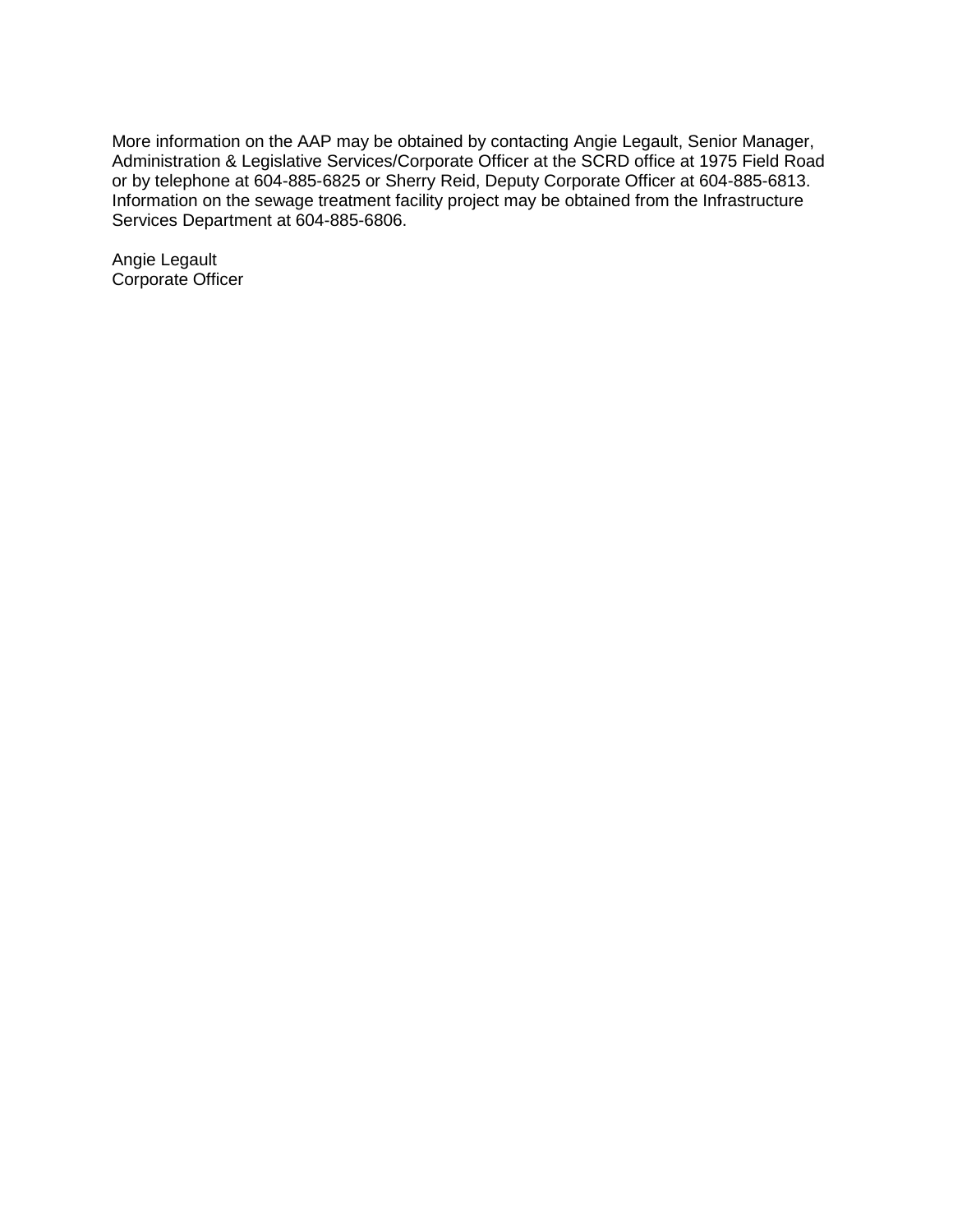More information on the AAP may be obtained by contacting Angie Legault, Senior Manager, Administration & Legislative Services/Corporate Officer at the SCRD office at 1975 Field Road or by telephone at 604-885-6825 or Sherry Reid, Deputy Corporate Officer at 604-885-6813. Information on the sewage treatment facility project may be obtained from the Infrastructure Services Department at 604-885-6806.

Angie Legault
Corporate Officer